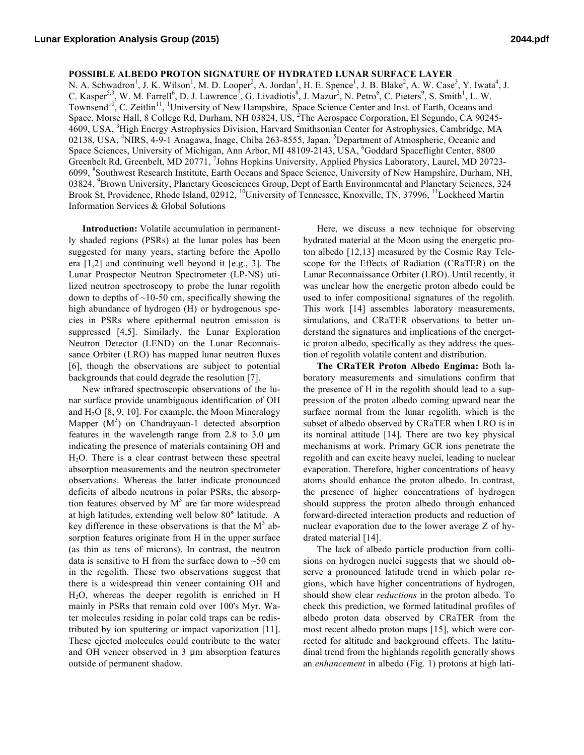# POSSIBLE ALBEDO PROTON SIGNATURE OF HYDRATED LUNAR SURFACE LAYER

N. A. Schwadron[1], J. K. Wilson[1], M. D. Looper[2], A. Jordan[1], H. E. Spence[1], J. B. Blake[2], A. W. Case[3], Y. Iwata[4], J. C. Kasper[5,3], W. M. Farrell[6], D. J. Lawrence[7], G. Livadiotis[8], J. Mazur[2], N. Petro[6], C. Pieters[9], S. Smith[1], L. W. Townsend[10], C. Zeitlin[11], [1]University of New Hampshire, Space Science Center and Inst. of Earth, Oceans and Space, Morse Hall, 8 College Rd, Durham, NH 03824, US, [2]The Aerospace Corporation, El Segundo, CA 90245-4609, USA, [3]High Energy Astrophysics Division, Harvard Smithsonian Center for Astrophysics, Cambridge, MA 02138, USA, [4]NIRS, 4-9-1 Anagawa, Inage, Chiba 263-8555, Japan, [5]Department of Atmospheric, Oceanic and Space Sciences, University of Michigan, Ann Arbor, MI 48109-2143, USA, [6]Goddard Spaceflight Center, 8800 Greenbelt Rd, Greenbelt, MD 20771, [7]Johns Hopkins University, Applied Physics Laboratory, Laurel, MD 20723-6099, [8]Southwest Research Institute, Earth Oceans and Space Science, University of New Hampshire, Durham, NH, 03824, [9]Brown University, Planetary Geosciences Group, Dept of Earth Environmental and Planetary Sciences, 324 Brook St, Providence, Rhode Island, 02912, [10]University of Tennessee, Knoxville, TN, 37996, [11]Lockheed Martin Information Services & Global Solutions

**Introduction:** Volatile accumulation in permanently shaded regions (PSRs) at the lunar poles has been suggested for many years, starting before the Apollo era [1,2] and continuing well beyond it [e.g., 3]. The Lunar Prospector Neutron Spectrometer (LP-NS) utilized neutron spectroscopy to probe the lunar regolith down to depths of ~10-50 cm, specifically showing the high abundance of hydrogen (H) or hydrogenous species in PSRs where epithermal neutron emission is suppressed [4,5]. Similarly, the Lunar Exploration Neutron Detector (LEND) on the Lunar Reconnaissance Orbiter (LRO) has mapped lunar neutron fluxes [6], though the observations are subject to potential backgrounds that could degrade the resolution [7].

New infrared spectroscopic observations of the lunar surface provide unambiguous identification of OH and $H_2O$ [8, 9, 10]. For example, the Moon Mineralogy Mapper ($M^3$) on Chandrayaan-1 detected absorption features in the wavelength range from 2.8 to 3.0 μm indicating the presence of materials containing OH and $H_2O$. There is a clear contrast between these spectral absorption measurements and the neutron spectrometer observations. Whereas the latter indicate pronounced deficits of albedo neutrons in polar PSRs, the absorption features observed by $M^3$ are far more widespread at high latitudes, extending well below 80° latitude. A key difference in these observations is that the $M^3$ absorption features originate from H in the upper surface (as thin as tens of microns). In contrast, the neutron data is sensitive to H from the surface down to ~50 cm in the regolith. These two observations suggest that there is a widespread thin veneer containing OH and $H_2O$, whereas the deeper regolith is enriched in H mainly in PSRs that remain cold over 100's Myr. Water molecules residing in polar cold traps can be redistributed by ion sputtering or impact vaporization [11]. These ejected molecules could contribute to the water and OH veneer observed in 3 μm absorption features outside of permanent shadow.

Here, we discuss a new technique for observing hydrated material at the Moon using the energetic proton albedo [12,13] measured by the Cosmic Ray Telescope for the Effects of Radiation (CRaTER) on the Lunar Reconnaissance Orbiter (LRO). Until recently, it was unclear how the energetic proton albedo could be used to infer compositional signatures of the regolith. This work [14] assembles laboratory measurements, simulations, and CRaTER observations to better understand the signatures and implications of the energetic proton albedo, specifically as they address the question of regolith volatile content and distribution.

**The CRaTER Proton Albedo Engima:** Both laboratory measurements and simulations confirm that the presence of H in the regolith should lead to a suppression of the proton albedo coming upward near the surface normal from the lunar regolith, which is the subset of albedo observed by CRaTER when LRO is in its nominal attitude [14]. There are two key physical mechanisms at work. Primary GCR ions penetrate the regolith and can excite heavy nuclei, leading to nuclear evaporation. Therefore, higher concentrations of heavy atoms should enhance the proton albedo. In contrast, the presence of higher concentrations of hydrogen should suppress the proton albedo through enhanced forward-directed interaction products and reduction of nuclear evaporation due to the lower average Z of hydrated material [14].

The lack of albedo particle production from collisions on hydrogen nuclei suggests that we should observe a pronounced latitude trend in which polar regions, which have higher concentrations of hydrogen, should show clear *reductions* in the proton albedo. To check this prediction, we formed latitudinal profiles of albedo proton data observed by CRaTER from the most recent albedo proton maps [15], which were corrected for altitude and background effects. The latitudinal trend from the highlands regolith generally shows an *enhancement* in albedo (Fig. 1) protons at high lati-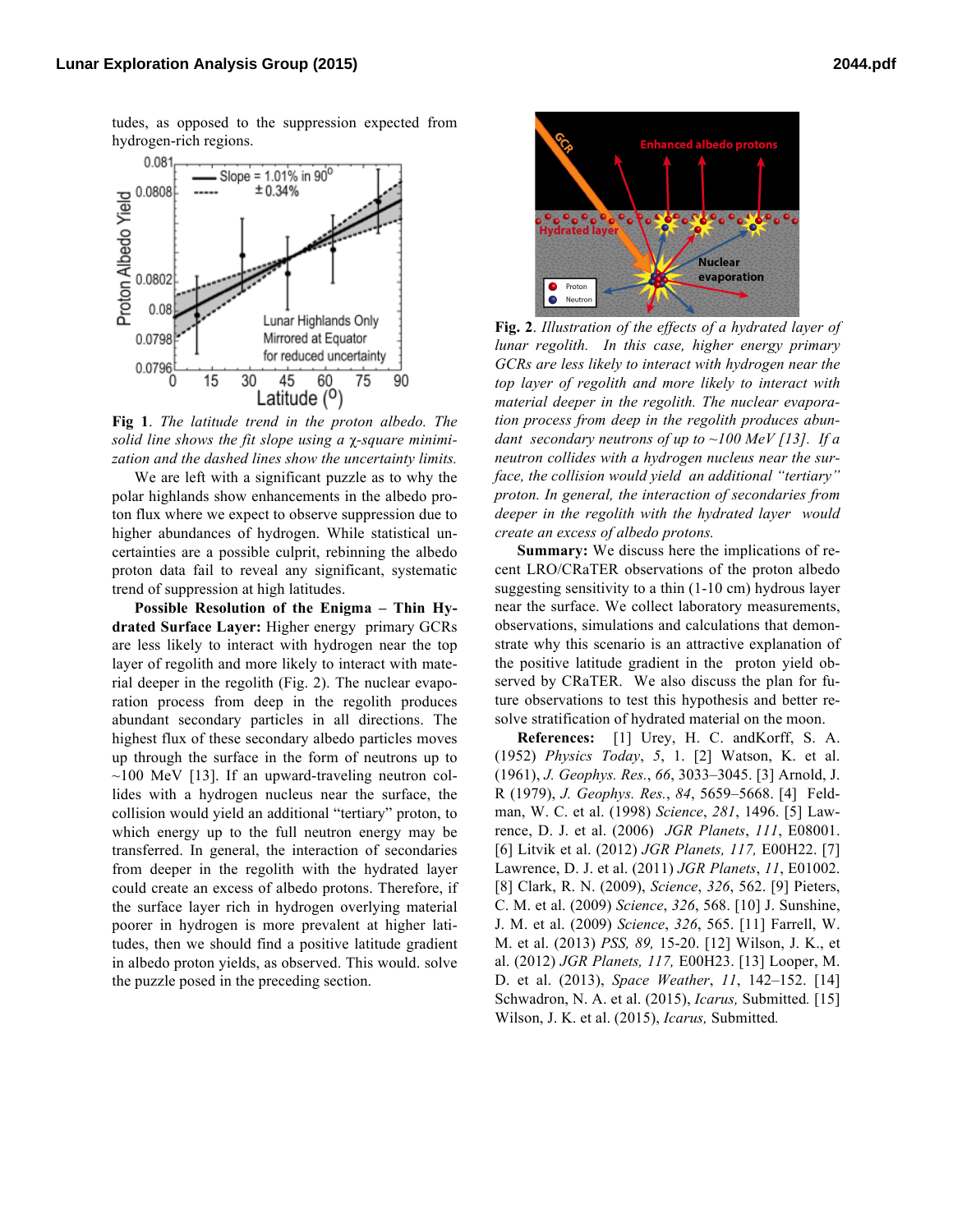tudes, as opposed to the suppression expected from hydrogen-rich regions.

0.081
0.0808
0.0802
0.08
0.0798
0.0796
Proton Albedo Yield
Slope = 1.01% in 90°
±0.34%
Lunar Highlands Only
Mirrored at Equator
for reduced uncertainty
0 15 30 45 60 75 90
Latitude (°)

**Fig 1**. *The latitude trend in the proton albedo. The solid line shows the fit slope using a χ-square minimization and the dashed lines show the uncertainty limits.*

We are left with a significant puzzle as to why the polar highlands show enhancements in the albedo proton flux where we expect to observe suppression due to higher abundances of hydrogen. While statistical uncertainties are a possible culprit, rebinning the albedo proton data fail to reveal any significant, systematic trend of suppression at high latitudes.

**Possible Resolution of the Enigma – Thin Hydrated Surface Layer:** Higher energy primary GCRs are less likely to interact with hydrogen near the top layer of regolith and more likely to interact with material deeper in the regolith (Fig. 2). The nuclear evaporation process from deep in the regolith produces abundant secondary particles in all directions. The highest flux of these secondary albedo particles moves up through the surface in the form of neutrons up to ~100 MeV [13]. If an upward-traveling neutron collides with a hydrogen nucleus near the surface, the collision would yield an additional "tertiary" proton, to which energy up to the full neutron energy may be transferred. In general, the interaction of secondaries from deeper in the regolith with the hydrated layer could create an excess of albedo protons. Therefore, if the surface layer rich in hydrogen overlying material poorer in hydrogen is more prevalent at higher latitudes, then we should find a positive latitude gradient in albedo proton yields, as observed. This would. solve the puzzle posed in the preceding section.

GCR
Enhanced albedo protons
Hydrated layer
Nuclear evaporation
Proton
Neutron

**Fig. 2**. *Illustration of the effects of a hydrated layer of lunar regolith. In this case, higher energy primary GCRs are less likely to interact with hydrogen near the top layer of regolith and more likely to interact with material deeper in the regolith. The nuclear evaporation process from deep in the regolith produces abundant secondary neutrons of up to ~100 MeV [13]. If a neutron collides with a hydrogen nucleus near the surface, the collision would yield an additional "tertiary" proton. In general, the interaction of secondaries from deeper in the regolith with the hydrated layer would create an excess of albedo protons.*

**Summary:** We discuss here the implications of recent LRO/CRaTER observations of the proton albedo suggesting sensitivity to a thin (1-10 cm) hydrous layer near the surface. We collect laboratory measurements, observations, simulations and calculations that demonstrate why this scenario is an attractive explanation of the positive latitude gradient in the proton yield observed by CRaTER. We also discuss the plan for future observations to test this hypothesis and better resolve stratification of hydrated material on the moon.

**References:** [1] Urey, H. C. andKorff, S. A. (1952) *Physics Today*, *5*, 1. [2] Watson, K. et al. (1961), *J. Geophys. Res.*, *66*, 3033–3045. [3] Arnold, J. R (1979), *J. Geophys. Res.*, *84*, 5659–5668. [4] Feldman, W. C. et al. (1998) *Science*, *281*, 1496. [5] Lawrence, D. J. et al. (2006) *JGR Planets*, *111*, E08001. [6] Litvik et al. (2012) *JGR Planets, 117,* E00H22. [7] Lawrence, D. J. et al. (2011) *JGR Planets*, *11*, E01002. [8] Clark, R. N. (2009), *Science*, *326*, 562. [9] Pieters, C. M. et al. (2009) *Science*, *326*, 568. [10] J. Sunshine, J. M. et al. (2009) *Science*, *326*, 565. [11] Farrell, W. M. et al. (2013) *PSS, 89,* 15-20. [12] Wilson, J. K., et al. (2012) *JGR Planets, 117,* E00H23. [13] Looper, M. D. et al. (2013), *Space Weather*, *11*, 142–152. [14] Schwadron, N. A. et al. (2015), *Icarus,* Submitted. [15] Wilson, J. K. et al. (2015), *Icarus,* Submitted.